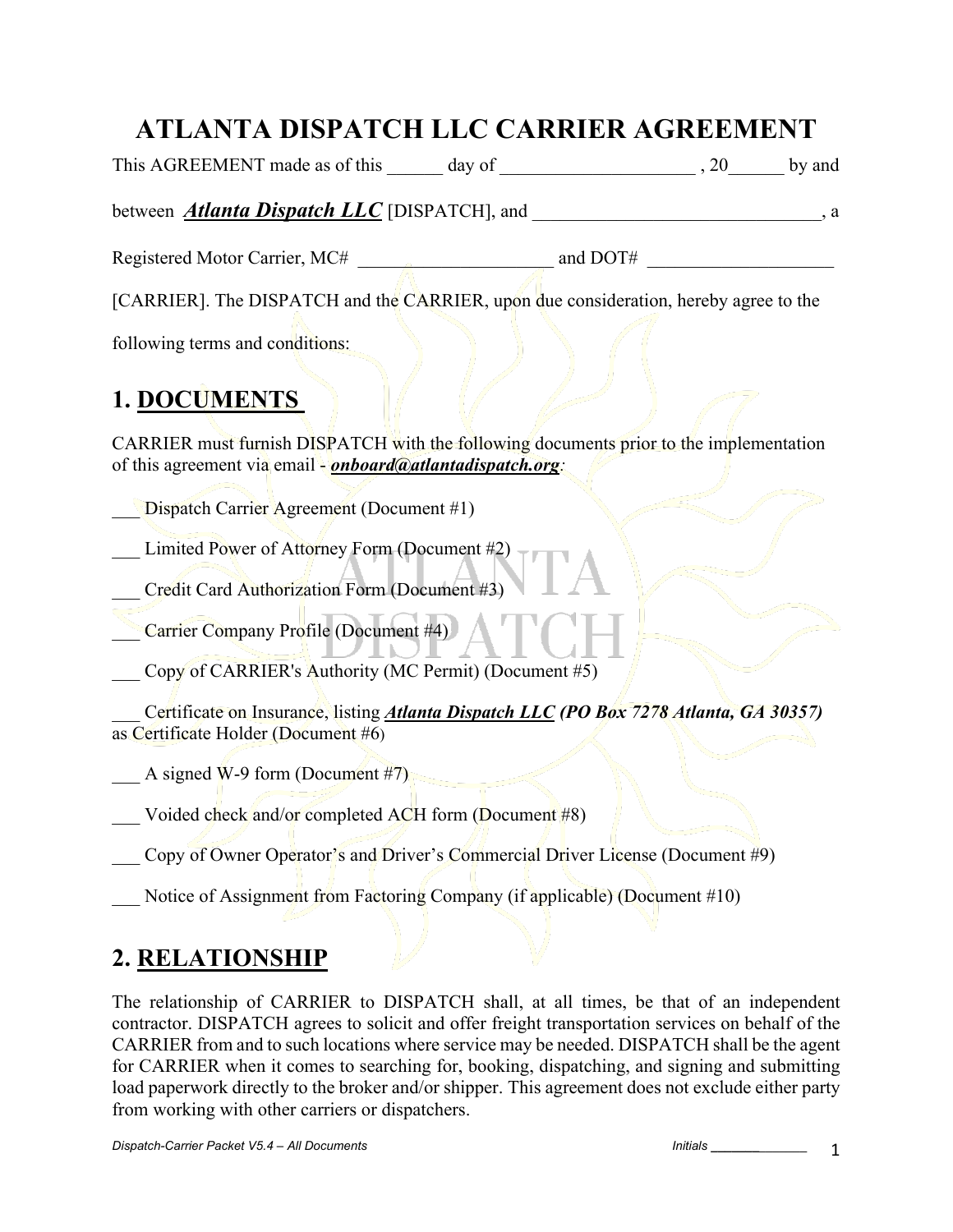# ATLANTA DISPATCH LLC CARRIER AGREEMENT

This AGREEMENT made as of this ______ day of ____________________ , 20______ by and between ***Atlanta Dispatch LLC*** [DISPATCH], and ______________________________, a Registered Motor Carrier, MC# _____________________ and DOT# ____________________ [CARRIER]. The DISPATCH and the CARRIER, upon due consideration, hereby agree to the following terms and conditions:

## 1. DOCUMENTS

CARRIER must furnish DISPATCH with the following documents prior to the implementation of this agreement via email - ***onboard@atlantadispatch.org***:

___ Dispatch Carrier Agreement (Document #1)

___ Limited Power of Attorney Form (Document #2)

___ Credit Card Authorization Form (Document #3)

___ Carrier Company Profile (Document #4)

___ Copy of CARRIER's Authority (MC Permit) (Document #5)

___ Certificate on Insurance, listing ***Atlanta Dispatch LLC*** ***(PO Box 7278 Atlanta, GA 30357)*** as Certificate Holder (Document #6)

___ A signed W-9 form (Document #7)

___ Voided check and/or completed ACH form (Document #8)

___ Copy of Owner Operator's and Driver's Commercial Driver License (Document #9)

___ Notice of Assignment from Factoring Company (if applicable) (Document #10)

## 2. RELATIONSHIP

The relationship of CARRIER to DISPATCH shall, at all times, be that of an independent contractor. DISPATCH agrees to solicit and offer freight transportation services on behalf of the CARRIER from and to such locations where service may be needed. DISPATCH shall be the agent for CARRIER when it comes to searching for, booking, dispatching, and signing and submitting load paperwork directly to the broker and/or shipper. This agreement does not exclude either party from working with other carriers or dispatchers.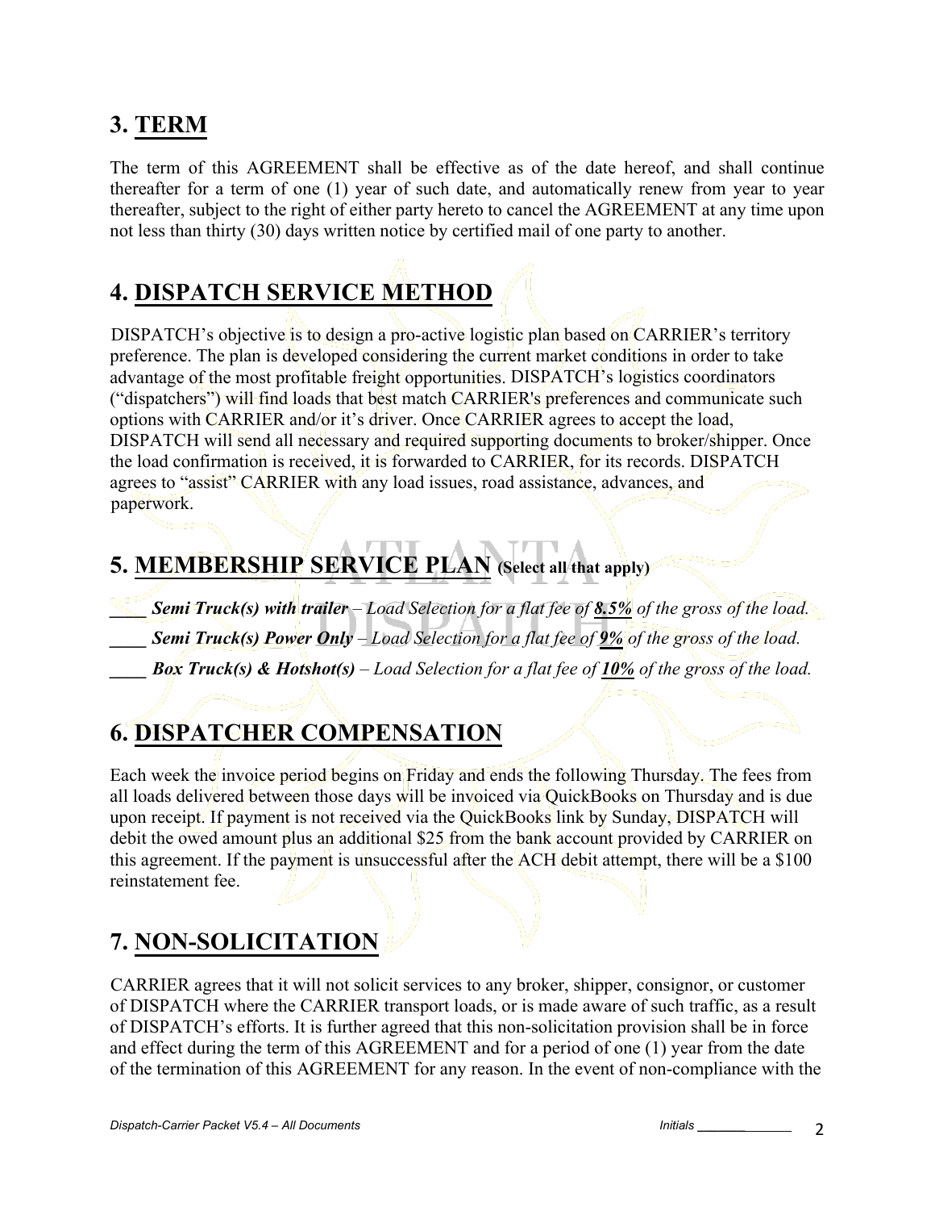## 3. TERM

The term of this AGREEMENT shall be effective as of the date hereof, and shall continue thereafter for a term of one (1) year of such date, and automatically renew from year to year thereafter, subject to the right of either party hereto to cancel the AGREEMENT at any time upon not less than thirty (30) days written notice by certified mail of one party to another.

## 4. DISPATCH SERVICE METHOD

DISPATCH's objective is to design a pro-active logistic plan based on CARRIER's territory preference. The plan is developed considering the current market conditions in order to take advantage of the most profitable freight opportunities. DISPATCH's logistics coordinators ("dispatchers") will find loads that best match CARRIER's preferences and communicate such options with CARRIER and/or it's driver. Once CARRIER agrees to accept the load, DISPATCH will send all necessary and required supporting documents to broker/shipper. Once the load confirmation is received, it is forwarded to CARRIER, for its records. DISPATCH agrees to "assist" CARRIER with any load issues, road assistance, advances, and paperwork.

## 5. MEMBERSHIP SERVICE PLAN (Select all that apply)

____ ***Semi Truck(s) with trailer*** *– Load Selection for a flat fee of* ***8.5%*** *of the gross of the load.*

____ ***Semi Truck(s) Power Only*** *– Load Selection for a flat fee of* ***9%*** *of the gross of the load.*

____ ***Box Truck(s) & Hotshot(s)*** *– Load Selection for a flat fee of* ***10%*** *of the gross of the load.*

## 6. DISPATCHER COMPENSATION

Each week the invoice period begins on Friday and ends the following Thursday. The fees from all loads delivered between those days will be invoiced via QuickBooks on Thursday and is due upon receipt. If payment is not received via the QuickBooks link by Sunday, DISPATCH will debit the owed amount plus an additional $25 from the bank account provided by CARRIER on this agreement. If the payment is unsuccessful after the ACH debit attempt, there will be a $100 reinstatement fee.

## 7. NON-SOLICITATION

CARRIER agrees that it will not solicit services to any broker, shipper, consignor, or customer of DISPATCH where the CARRIER transport loads, or is made aware of such traffic, as a result of DISPATCH's efforts. It is further agreed that this non-solicitation provision shall be in force and effect during the term of this AGREEMENT and for a period of one (1) year from the date of the termination of this AGREEMENT for any reason. In the event of non-compliance with the

*Initials ______________*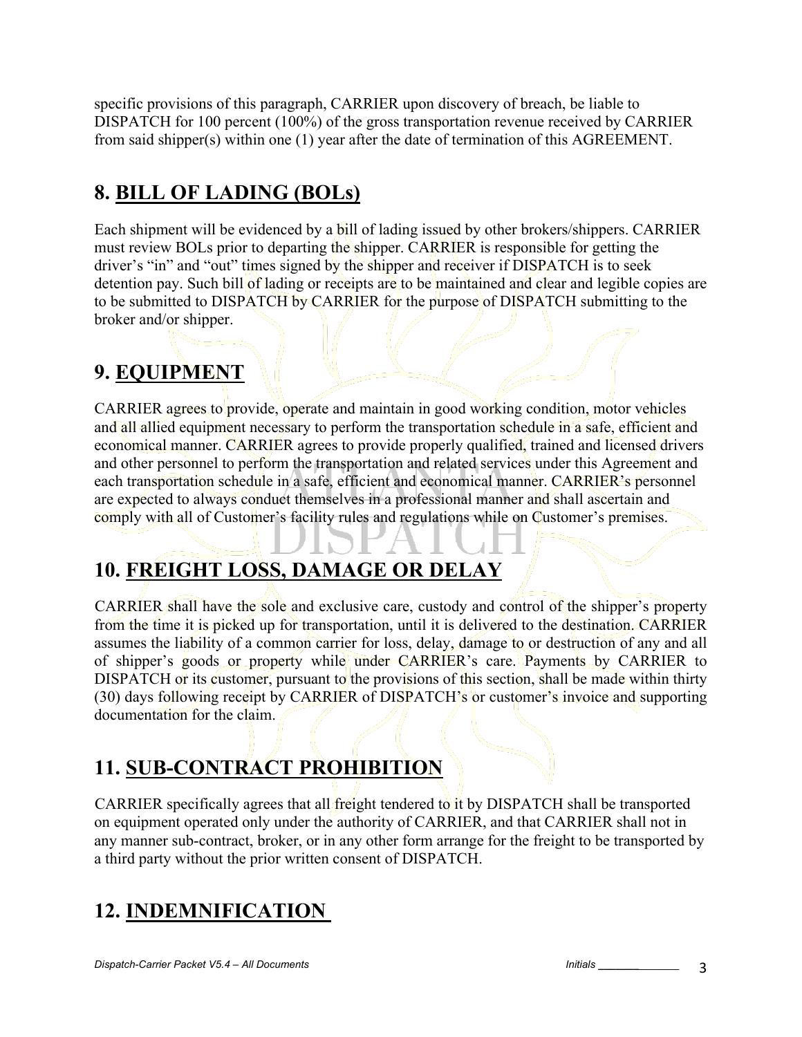specific provisions of this paragraph, CARRIER upon discovery of breach, be liable to DISPATCH for 100 percent (100%) of the gross transportation revenue received by CARRIER from said shipper(s) within one (1) year after the date of termination of this AGREEMENT.

## 8. BILL OF LADING (BOLs)

Each shipment will be evidenced by a bill of lading issued by other brokers/shippers. CARRIER must review BOLs prior to departing the shipper. CARRIER is responsible for getting the driver's "in" and "out" times signed by the shipper and receiver if DISPATCH is to seek detention pay. Such bill of lading or receipts are to be maintained and clear and legible copies are to be submitted to DISPATCH by CARRIER for the purpose of DISPATCH submitting to the broker and/or shipper.

## 9. EQUIPMENT

CARRIER agrees to provide, operate and maintain in good working condition, motor vehicles and all allied equipment necessary to perform the transportation schedule in a safe, efficient and economical manner. CARRIER agrees to provide properly qualified, trained and licensed drivers and other personnel to perform the transportation and related services under this Agreement and each transportation schedule in a safe, efficient and economical manner. CARRIER's personnel are expected to always conduct themselves in a professional manner and shall ascertain and comply with all of Customer's facility rules and regulations while on Customer's premises.

## 10. FREIGHT LOSS, DAMAGE OR DELAY

CARRIER shall have the sole and exclusive care, custody and control of the shipper's property from the time it is picked up for transportation, until it is delivered to the destination. CARRIER assumes the liability of a common carrier for loss, delay, damage to or destruction of any and all of shipper's goods or property while under CARRIER's care. Payments by CARRIER to DISPATCH or its customer, pursuant to the provisions of this section, shall be made within thirty (30) days following receipt by CARRIER of DISPATCH's or customer's invoice and supporting documentation for the claim.

## 11. SUB-CONTRACT PROHIBITION

CARRIER specifically agrees that all freight tendered to it by DISPATCH shall be transported on equipment operated only under the authority of CARRIER, and that CARRIER shall not in any manner sub-contract, broker, or in any other form arrange for the freight to be transported by a third party without the prior written consent of DISPATCH.

## 12. INDEMNIFICATION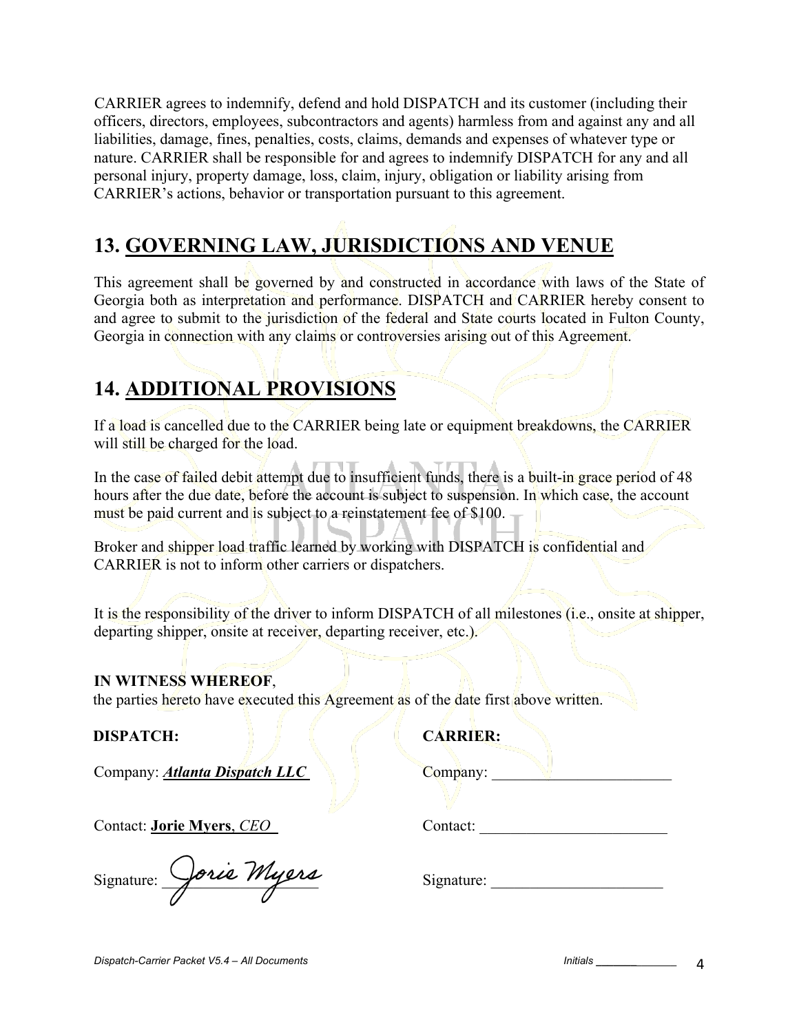CARRIER agrees to indemnify, defend and hold DISPATCH and its customer (including their officers, directors, employees, subcontractors and agents) harmless from and against any and all liabilities, damage, fines, penalties, costs, claims, demands and expenses of whatever type or nature. CARRIER shall be responsible for and agrees to indemnify DISPATCH for any and all personal injury, property damage, loss, claim, injury, obligation or liability arising from CARRIER's actions, behavior or transportation pursuant to this agreement.

## 13. GOVERNING LAW, JURISDICTIONS AND VENUE

This agreement shall be governed by and constructed in accordance with laws of the State of Georgia both as interpretation and performance. DISPATCH and CARRIER hereby consent to and agree to submit to the jurisdiction of the federal and State courts located in Fulton County, Georgia in connection with any claims or controversies arising out of this Agreement.

## 14. ADDITIONAL PROVISIONS

If a load is cancelled due to the CARRIER being late or equipment breakdowns, the CARRIER will still be charged for the load.

In the case of failed debit attempt due to insufficient funds, there is a built-in grace period of 48 hours after the due date, before the account is subject to suspension. In which case, the account must be paid current and is subject to a reinstatement fee of $100.

Broker and shipper load traffic learned by working with DISPATCH is confidential and CARRIER is not to inform other carriers or dispatchers.

It is the responsibility of the driver to inform DISPATCH of all milestones (i.e., onsite at shipper, departing shipper, onsite at receiver, departing receiver, etc.).

**IN WITNESS WHEREOF**,
the parties hereto have executed this Agreement as of the date first above written.

**DISPATCH:**

Company: ***Atlanta Dispatch LLC***

Contact: **Jorie Myers**, *CEO*

Signature: Jorie Myers

**CARRIER:**

Company: ______________________

Contact: ______________________

Signature: ______________________

Initials ________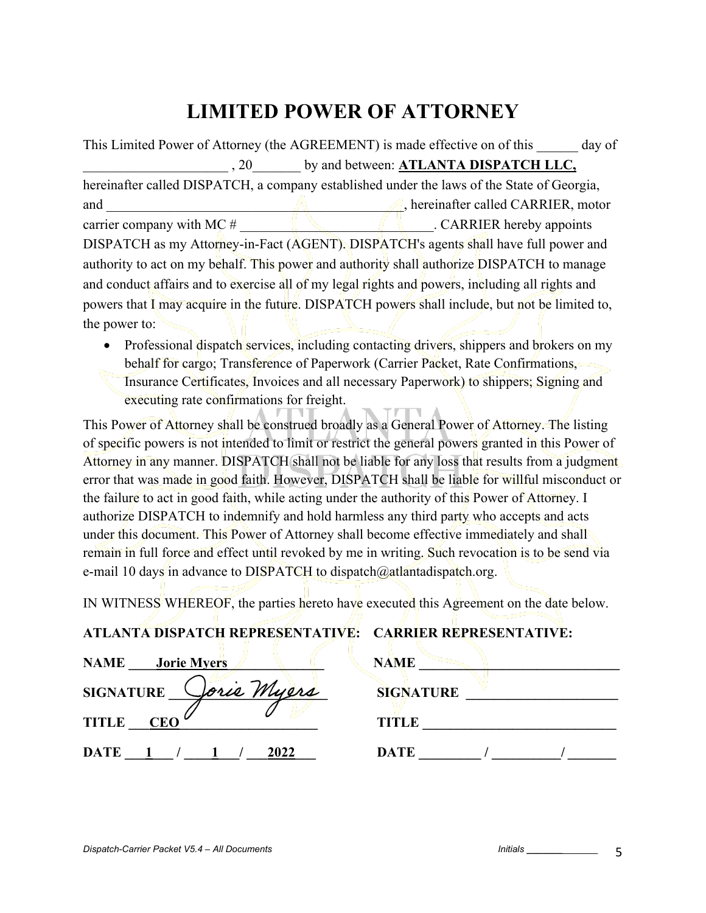# LIMITED POWER OF ATTORNEY

This Limited Power of Attorney (the AGREEMENT) is made effective on of this ______ day of _____________________ , 20_______ by and between: **ATLANTA DISPATCH LLC,** hereinafter called DISPATCH, a company established under the laws of the State of Georgia, and ____________________________________________, hereinafter called CARRIER, motor carrier company with MC # ___________________________. CARRIER hereby appoints DISPATCH as my Attorney-in-Fact (AGENT). DISPATCH's agents shall have full power and authority to act on my behalf. This power and authority shall authorize DISPATCH to manage and conduct affairs and to exercise all of my legal rights and powers, including all rights and powers that I may acquire in the future. DISPATCH powers shall include, but not be limited to, the power to:

- Professional dispatch services, including contacting drivers, shippers and brokers on my behalf for cargo; Transference of Paperwork (Carrier Packet, Rate Confirmations, Insurance Certificates, Invoices and all necessary Paperwork) to shippers; Signing and executing rate confirmations for freight.

This Power of Attorney shall be construed broadly as a General Power of Attorney. The listing of specific powers is not intended to limit or restrict the general powers granted in this Power of Attorney in any manner. DISPATCH shall not be liable for any loss that results from a judgment error that was made in good faith. However, DISPATCH shall be liable for willful misconduct or the failure to act in good faith, while acting under the authority of this Power of Attorney. I authorize DISPATCH to indemnify and hold harmless any third party who accepts and acts under this document. This Power of Attorney shall become effective immediately and shall remain in full force and effect until revoked by me in writing. Such revocation is to be send via e-mail 10 days in advance to DISPATCH to dispatch@atlantadispatch.org.

IN WITNESS WHEREOF, the parties hereto have executed this Agreement on the date below.

| **ATLANTA DISPATCH REPRESENTATIVE:** | **CARRIER REPRESENTATIVE:** |
|---|---|
| **NAME** Jorie Myers | **NAME** ____________________ |
| **SIGNATURE** Jorie Myers | **SIGNATURE** ____________________ |
| **TITLE** CEO | **TITLE** ____________________ |
| **DATE** 1 / 1 / 2022 | **DATE** ______ / ______ / ______ |

*Dispatch-Carrier Packet V5.4 – All Documents* *Initials* ____________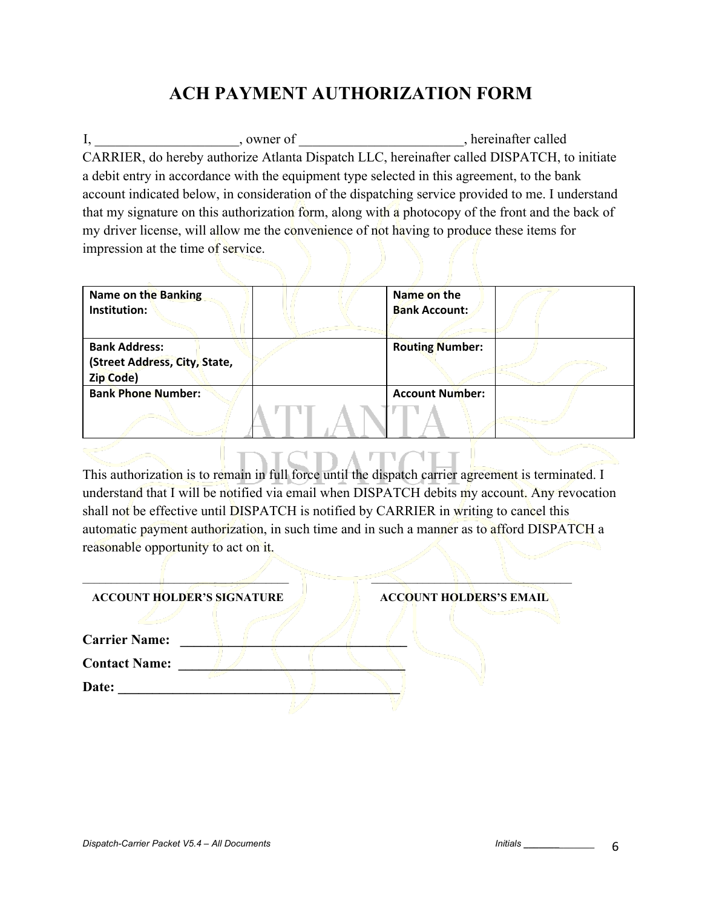# ACH PAYMENT AUTHORIZATION FORM

I, ______________________, owner of _________________________, hereinafter called CARRIER, do hereby authorize Atlanta Dispatch LLC, hereinafter called DISPATCH, to initiate a debit entry in accordance with the equipment type selected in this agreement, to the bank account indicated below, in consideration of the dispatching service provided to me. I understand that my signature on this authorization form, along with a photocopy of the front and the back of my driver license, will allow me the convenience of not having to produce these items for impression at the time of service.

| **Name on the Banking Institution:** | | **Name on the Bank Account:** | |
|---|---|---|---|
| **Bank Address: (Street Address, City, State, Zip Code)** | | **Routing Number:** | |
| **Bank Phone Number:** | | **Account Number:** | |

This authorization is to remain in full force until the dispatch carrier agreement is terminated. I understand that I will be notified via email when DISPATCH debits my account. Any revocation shall not be effective until DISPATCH is notified by CARRIER in writing to cancel this automatic payment authorization, in such time and in such a manner as to afford DISPATCH a reasonable opportunity to act on it.

___________________________________ ___________________________________

**ACCOUNT HOLDER'S SIGNATURE** **ACCOUNT HOLDERS'S EMAIL**

**Carrier Name:** ___________________________________

**Contact Name:** ___________________________________

**Date:** ___________________________________________

*Dispatch-Carrier Packet V5.4 – All Documents* *Initials* ______________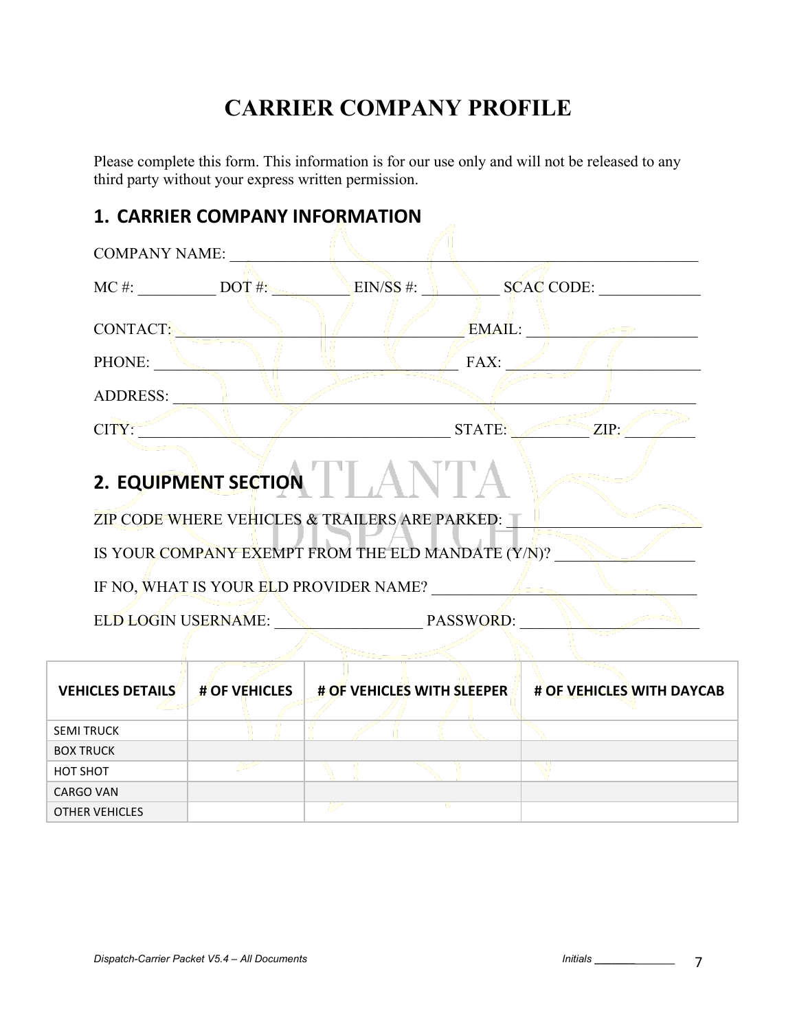# CARRIER COMPANY PROFILE

Please complete this form. This information is for our use only and will not be released to any third party without your express written permission.

## 1. CARRIER COMPANY INFORMATION

COMPANY NAME: ____________________________________________________________

MC #: __________ DOT #: __________ EIN/SS #: __________ SCAC CODE: _____________

CONTACT: ________________________________________ EMAIL: ______________________

PHONE: __________________________________________ FAX: _________________________

ADDRESS: __________________________________________________________________

CITY: ____________________________________________ STATE: __________ ZIP: __________

## 2. EQUIPMENT SECTION

ZIP CODE WHERE VEHICLES & TRAILERS ARE PARKED: _____________________

IS YOUR COMPANY EXEMPT FROM THE ELD MANDATE (Y/N)? _________________

IF NO, WHAT IS YOUR ELD PROVIDER NAME? _________________________________

ELD LOGIN USERNAME: ___________________ PASSWORD: ______________________

| VEHICLES DETAILS | # OF VEHICLES | # OF VEHICLES WITH SLEEPER | # OF VEHICLES WITH DAYCAB |
|---|---|---|---|
| SEMI TRUCK | | | |
| BOX TRUCK | | | |
| HOT SHOT | | | |
| CARGO VAN | | | |
| OTHER VEHICLES | | | |

Initials ____________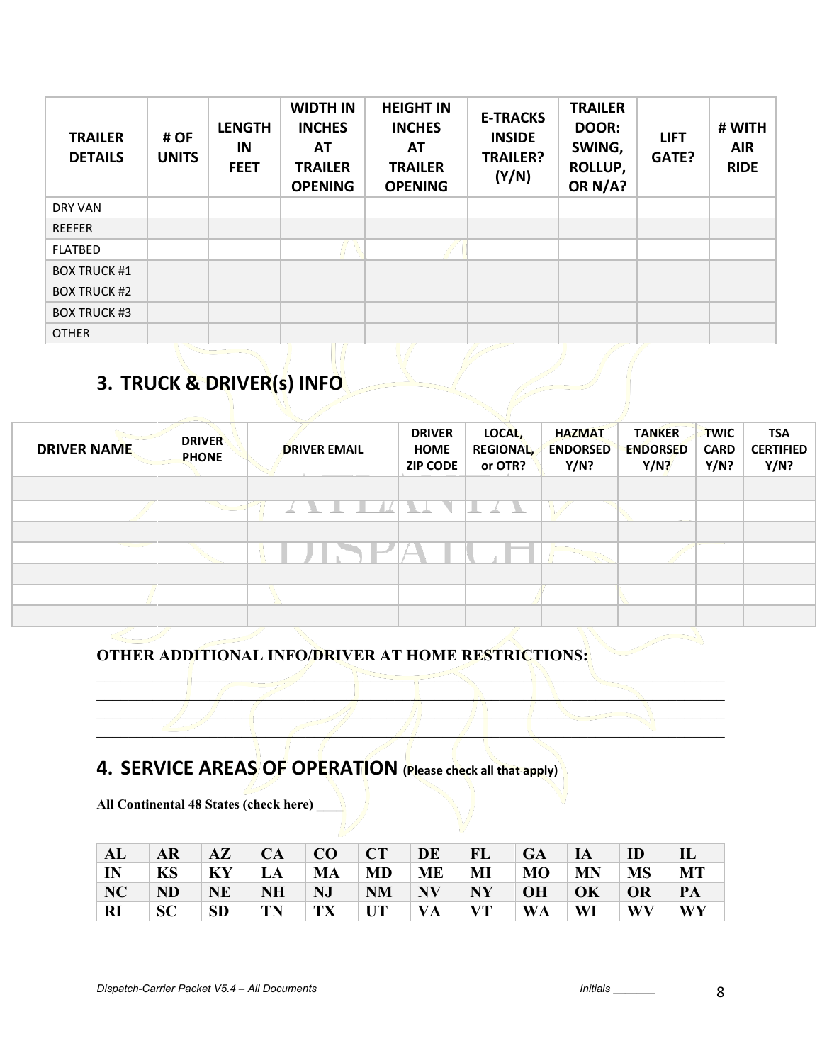| TRAILER DETAILS | # OF UNITS | LENGTH IN FEET | WIDTH IN INCHES AT TRAILER OPENING | HEIGHT IN INCHES AT TRAILER OPENING | E-TRACKS INSIDE TRAILER? (Y/N) | TRAILER DOOR: SWING, ROLLUP, OR N/A? | LIFT GATE? | # WITH AIR RIDE |
|---|---|---|---|---|---|---|---|---|
| DRY VAN | | | | | | | | |
| REEFER | | | | | | | | |
| FLATBED | | | | | | | | |
| BOX TRUCK #1 | | | | | | | | |
| BOX TRUCK #2 | | | | | | | | |
| BOX TRUCK #3 | | | | | | | | |
| OTHER | | | | | | | | |

## 3. TRUCK & DRIVER(s) INFO

| DRIVER NAME | DRIVER PHONE | DRIVER EMAIL | DRIVER HOME ZIP CODE | LOCAL, REGIONAL, or OTR? | HAZMAT ENDORSED Y/N? | TANKER ENDORSED Y/N? | TWIC CARD Y/N? | TSA CERTIFIED Y/N? |
|---|---|---|---|---|---|---|---|---|
| | | | | | | | | |
| | | | | | | | | |
| | | | | | | | | |
| | | | | | | | | |
| | | | | | | | | |
| | | | | | | | | |
| | | | | | | | | |

**OTHER ADDITIONAL INFO/DRIVER AT HOME RESTRICTIONS:**

______________________________________________________________________________

______________________________________________________________________________

______________________________________________________________________________

______________________________________________________________________________

## 4. SERVICE AREAS OF OPERATION (Please check all that apply)

**All Continental 48 States (check here) ____**

| AL | AR | AZ | CA | CO | CT | DE | FL | GA | IA | ID | IL |
|---|---|---|---|---|---|---|---|---|---|---|---|
| IN | KS | KY | LA | MA | MD | ME | MI | MO | MN | MS | MT |
| NC | ND | NE | NH | NJ | NM | NV | NY | OH | OK | OR | PA |
| RI | SC | SD | TN | TX | UT | VA | VT | WA | WI | WV | WY |

*Dispatch-Carrier Packet V5.4 – All Documents* *Initials ____________*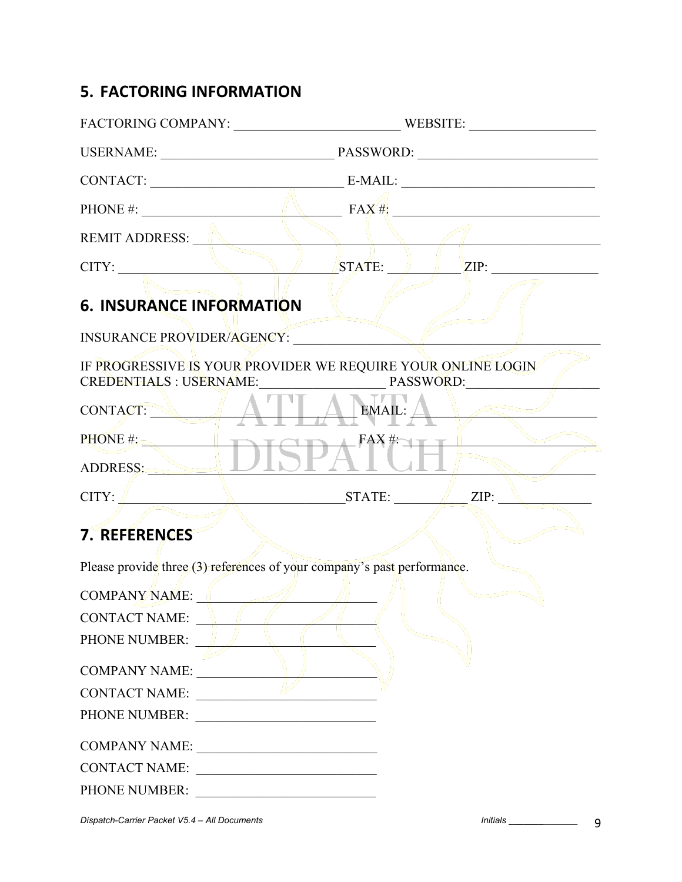## 5. FACTORING INFORMATION

FACTORING COMPANY: ________________________ WEBSITE: ___________________

USERNAME: _________________________ PASSWORD: _________________________

CONTACT: ____________________________ E-MAIL: ____________________________

PHONE #: ______________________________ FAX #: ______________________________

REMIT ADDRESS: ____________________________________________________________

CITY: _________________________________ STATE: ___________ ZIP: _______________

## 6. INSURANCE INFORMATION

INSURANCE PROVIDER/AGENCY: ____________________________________________

IF PROGRESSIVE IS YOUR PROVIDER WE REQUIRE YOUR ONLINE LOGIN CREDENTIALS : USERNAME:__________________ PASSWORD:___________________

CONTACT: ______________________________ EMAIL: ______________________________

PHONE #: ______________________________ FAX #: ______________________________

ADDRESS: _________________________________________________________________

CITY: _________________________________ STATE: ___________ ZIP: _____________

## 7. REFERENCES

Please provide three (3) references of your company's past performance.

COMPANY NAME: ___________________________
CONTACT NAME: ___________________________
PHONE NUMBER: ___________________________

COMPANY NAME: ___________________________
CONTACT NAME: ___________________________
PHONE NUMBER: ___________________________

COMPANY NAME: ___________________________
CONTACT NAME: ___________________________
PHONE NUMBER: ___________________________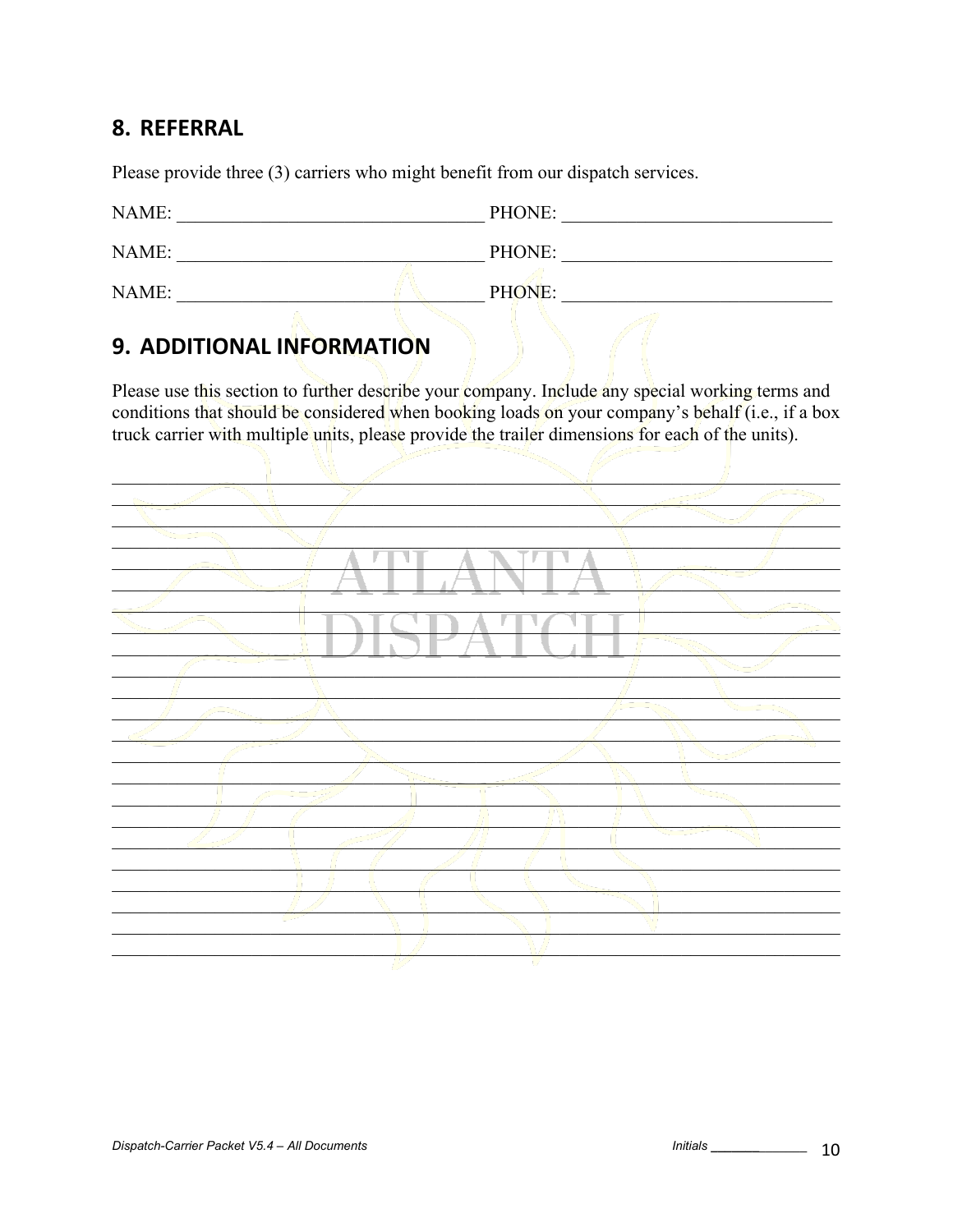## 8. REFERRAL

Please provide three (3) carriers who might benefit from our dispatch services.

NAME: ________________________________ PHONE: ____________________________

NAME: ________________________________ PHONE: ____________________________

NAME: ________________________________ PHONE: ____________________________

## 9. ADDITIONAL INFORMATION

Please use this section to further describe your company. Include any special working terms and conditions that should be considered when booking loads on your company's behalf (i.e., if a box truck carrier with multiple units, please provide the trailer dimensions for each of the units).

_____________________________________________________________________________
_____________________________________________________________________________
_____________________________________________________________________________
_____________________________________________________________________________
_____________________________________________________________________________
_____________________________________________________________________________
_____________________________________________________________________________
_____________________________________________________________________________
_____________________________________________________________________________
_____________________________________________________________________________
_____________________________________________________________________________
_____________________________________________________________________________
_____________________________________________________________________________
_____________________________________________________________________________
_____________________________________________________________________________
_____________________________________________________________________________
_____________________________________________________________________________
_____________________________________________________________________________
_____________________________________________________________________________
_____________________________________________________________________________
_____________________________________________________________________________
_____________________________________________________________________________
_____________________________________________________________________________

*Initials* ______________